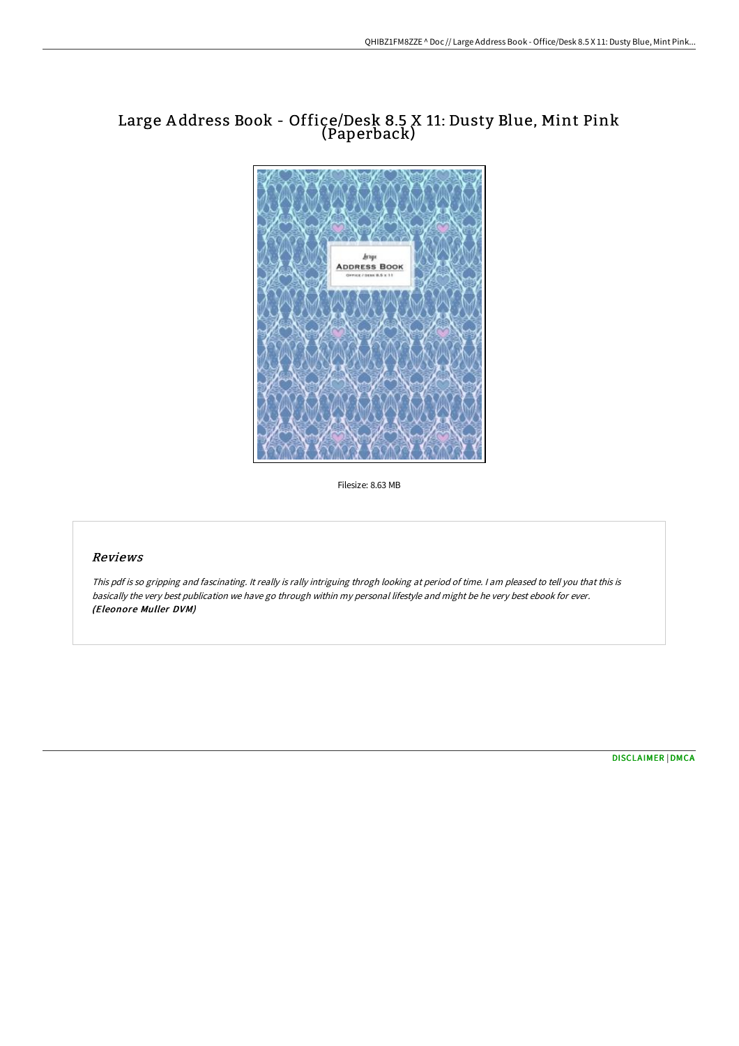# Large Address Book - Office/Desk 8.5 X 11: Dusty Blue, Mint Pink (Paperback)

Filesize: 8.63 MB

## *Reviews*

*This pdf is so gripping and fascinating. It really is rally intriguing throgh looking at period of time. I am pleased to tell you that this is basically the very best publication we have go through within my personal lifestyle and might be he very best ebook for ever.*
***(Eleonore Muller DVM)***

DISCLAIMER | DMCA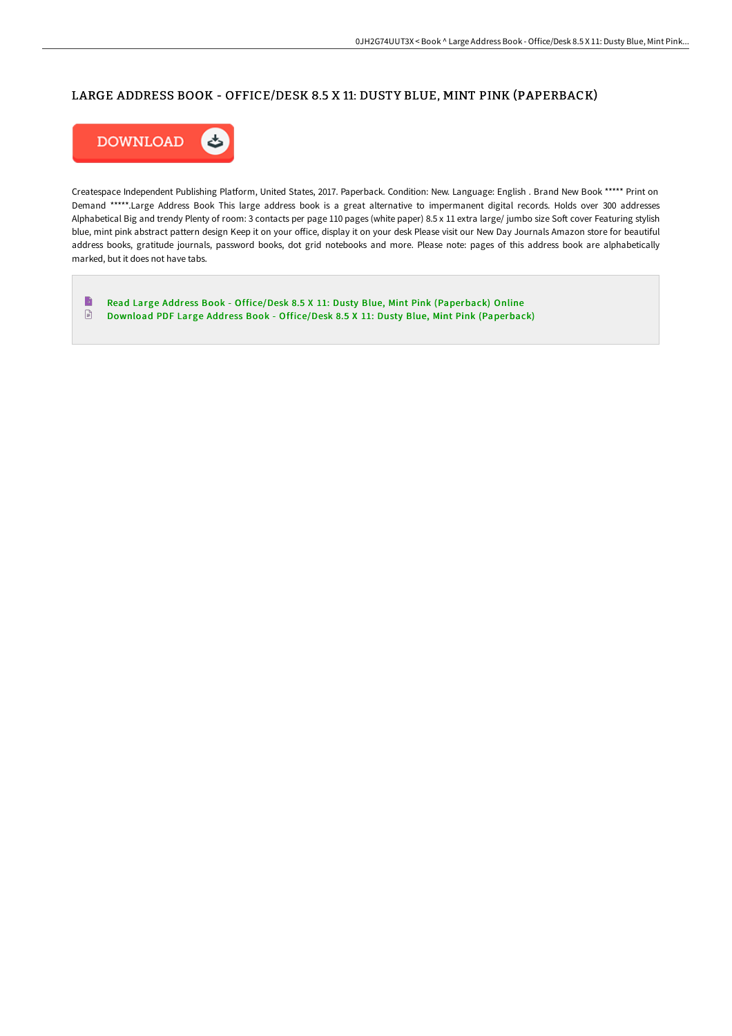# LARGE ADDRESS BOOK - OFFICE/DESK 8.5 X 11: DUSTY BLUE, MINT PINK (PAPERBACK)

DOWNLOAD

Createspace Independent Publishing Platform, United States, 2017. Paperback. Condition: New. Language: English . Brand New Book ***** Print on Demand *****.Large Address Book This large address book is a great alternative to impermanent digital records. Holds over 300 addresses Alphabetical Big and trendy Plenty of room: 3 contacts per page 110 pages (white paper) 8.5 x 11 extra large/ jumbo size Soft cover Featuring stylish blue, mint pink abstract pattern design Keep it on your office, display it on your desk Please visit our New Day Journals Amazon store for beautiful address books, gratitude journals, password books, dot grid notebooks and more. Please note: pages of this address book are alphabetically marked, but it does not have tabs.

- Read Large Address Book - Office/Desk 8.5 X 11: Dusty Blue, Mint Pink (Paperback) Online
- Download PDF Large Address Book - Office/Desk 8.5 X 11: Dusty Blue, Mint Pink (Paperback)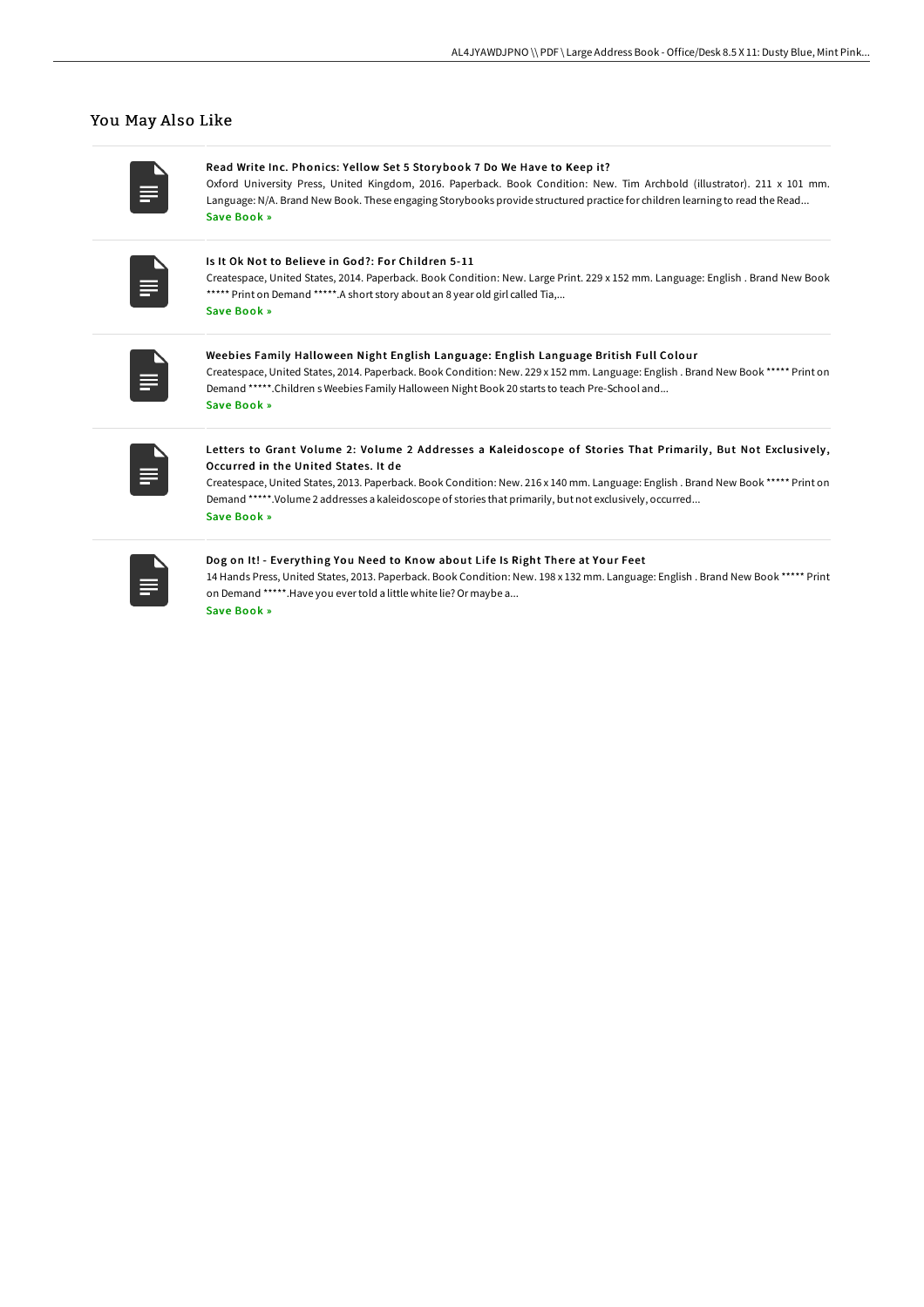## You May Also Like

**Read Write Inc. Phonics: Yellow Set 5 Storybook 7 Do We Have to Keep it?**

Oxford University Press, United Kingdom, 2016. Paperback. Book Condition: New. Tim Archbold (illustrator). 211 x 101 mm. Language: N/A. Brand New Book. These engaging Storybooks provide structured practice for children learning to read the Read...

Save Book »

**Is It Ok Not to Believe in God?: For Children 5-11**

Createspace, United States, 2014. Paperback. Book Condition: New. Large Print. 229 x 152 mm. Language: English . Brand New Book ***** Print on Demand *****.A short story about an 8 year old girl called Tia,...

Save Book »

**Weebies Family Halloween Night English Language: English Language British Full Colour**

Createspace, United States, 2014. Paperback. Book Condition: New. 229 x 152 mm. Language: English . Brand New Book ***** Print on Demand *****.Children s Weebies Family Halloween Night Book 20 starts to teach Pre-School and...

Save Book »

**Letters to Grant Volume 2: Volume 2 Addresses a Kaleidoscope of Stories That Primarily, But Not Exclusively, Occurred in the United States. It de**

Createspace, United States, 2013. Paperback. Book Condition: New. 216 x 140 mm. Language: English . Brand New Book ***** Print on Demand *****.Volume 2 addresses a kaleidoscope of stories that primarily, but not exclusively, occurred...

Save Book »

**Dog on It! - Everything You Need to Know about Life Is Right There at Your Feet**

14 Hands Press, United States, 2013. Paperback. Book Condition: New. 198 x 132 mm. Language: English . Brand New Book ***** Print on Demand *****.Have you ever told a little white lie? Or maybe a...

Save Book »